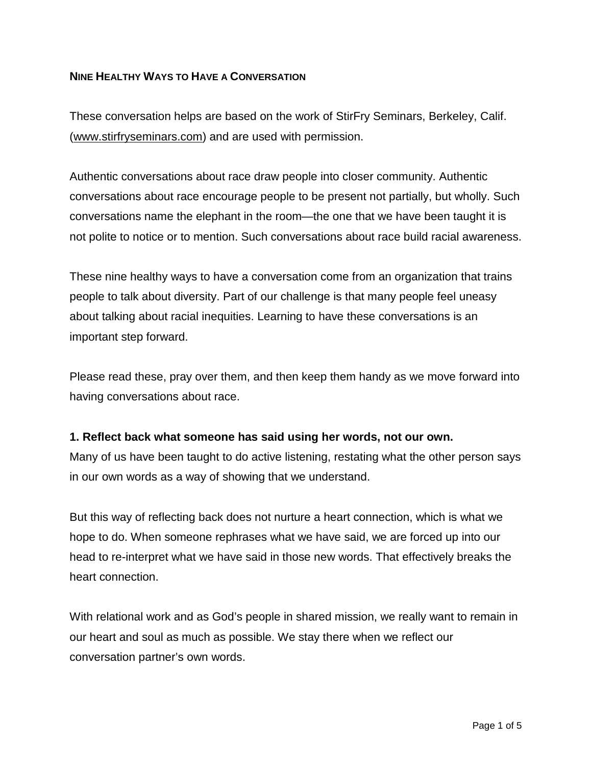## NINE HEALTHY WAYS TO HAVE A CONVERSATION

These conversation helps are based on the work of StirFry Seminars, Berkeley, Calif. (www.stirfryseminars.com) and are used with permission.

Authentic conversations about race draw people into closer community. Authentic conversations about race encourage people to be present not partially, but wholly. Such conversations name the elephant in the room—the one that we have been taught it is not polite to notice or to mention. Such conversations about race build racial awareness.

These nine healthy ways to have a conversation come from an organization that trains people to talk about diversity. Part of our challenge is that many people feel uneasy about talking about racial inequities. Learning to have these conversations is an important step forward.

Please read these, pray over them, and then keep them handy as we move forward into having conversations about race.

### 1. Reflect back what someone has said using her words, not our own.

Many of us have been taught to do active listening, restating what the other person says in our own words as a way of showing that we understand.

But this way of reflecting back does not nurture a heart connection, which is what we hope to do. When someone rephrases what we have said, we are forced up into our head to re-interpret what we have said in those new words. That effectively breaks the heart connection.

With relational work and as God's people in shared mission, we really want to remain in our heart and soul as much as possible. We stay there when we reflect our conversation partner's own words.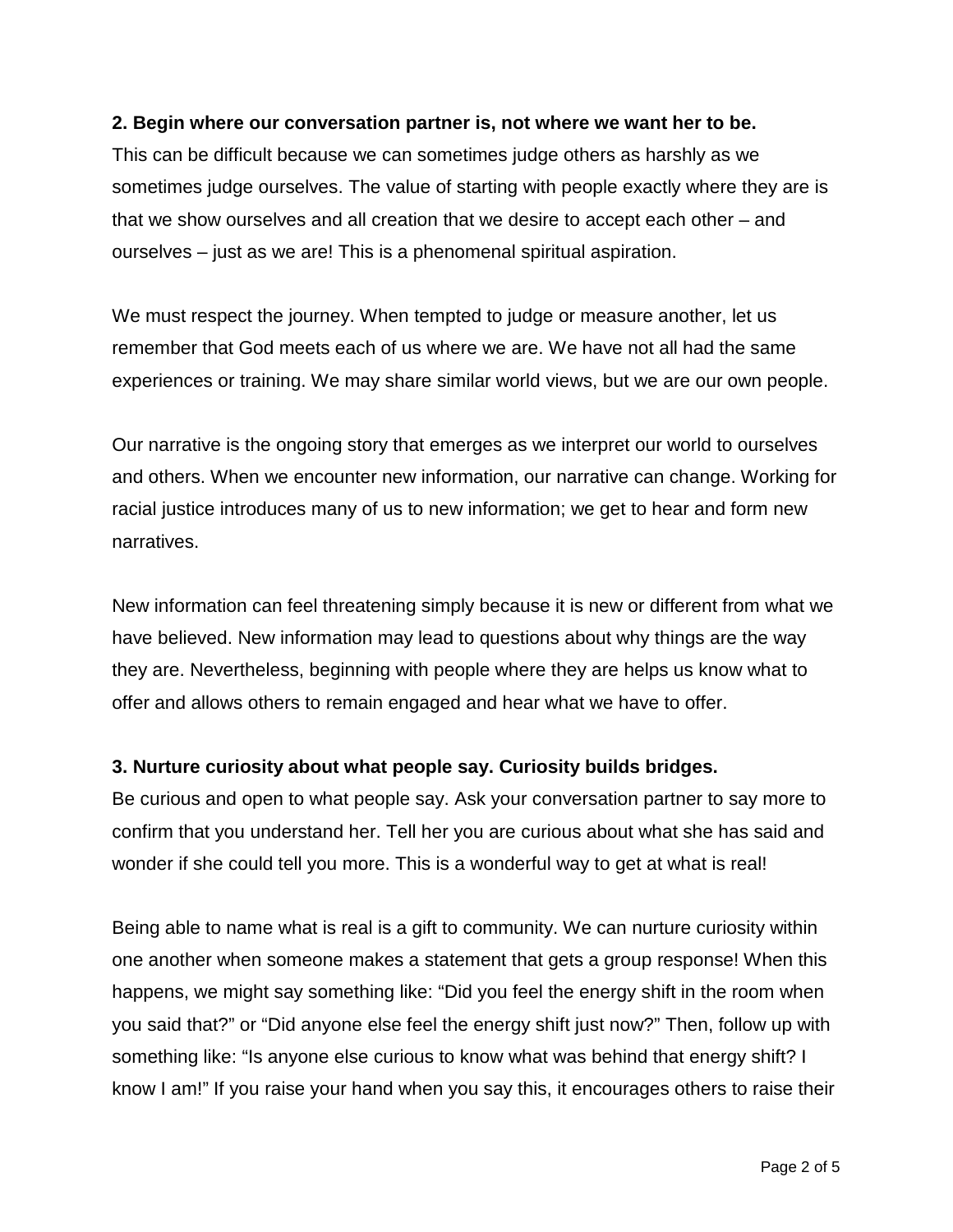**2. Begin where our conversation partner is, not where we want her to be.**
This can be difficult because we can sometimes judge others as harshly as we sometimes judge ourselves. The value of starting with people exactly where they are is that we show ourselves and all creation that we desire to accept each other – and ourselves – just as we are! This is a phenomenal spiritual aspiration.

We must respect the journey. When tempted to judge or measure another, let us remember that God meets each of us where we are. We have not all had the same experiences or training. We may share similar world views, but we are our own people.

Our narrative is the ongoing story that emerges as we interpret our world to ourselves and others. When we encounter new information, our narrative can change. Working for racial justice introduces many of us to new information; we get to hear and form new narratives.

New information can feel threatening simply because it is new or different from what we have believed. New information may lead to questions about why things are the way they are. Nevertheless, beginning with people where they are helps us know what to offer and allows others to remain engaged and hear what we have to offer.

**3. Nurture curiosity about what people say. Curiosity builds bridges.**
Be curious and open to what people say. Ask your conversation partner to say more to confirm that you understand her. Tell her you are curious about what she has said and wonder if she could tell you more. This is a wonderful way to get at what is real!

Being able to name what is real is a gift to community. We can nurture curiosity within one another when someone makes a statement that gets a group response! When this happens, we might say something like: "Did you feel the energy shift in the room when you said that?" or "Did anyone else feel the energy shift just now?" Then, follow up with something like: "Is anyone else curious to know what was behind that energy shift? I know I am!" If you raise your hand when you say this, it encourages others to raise their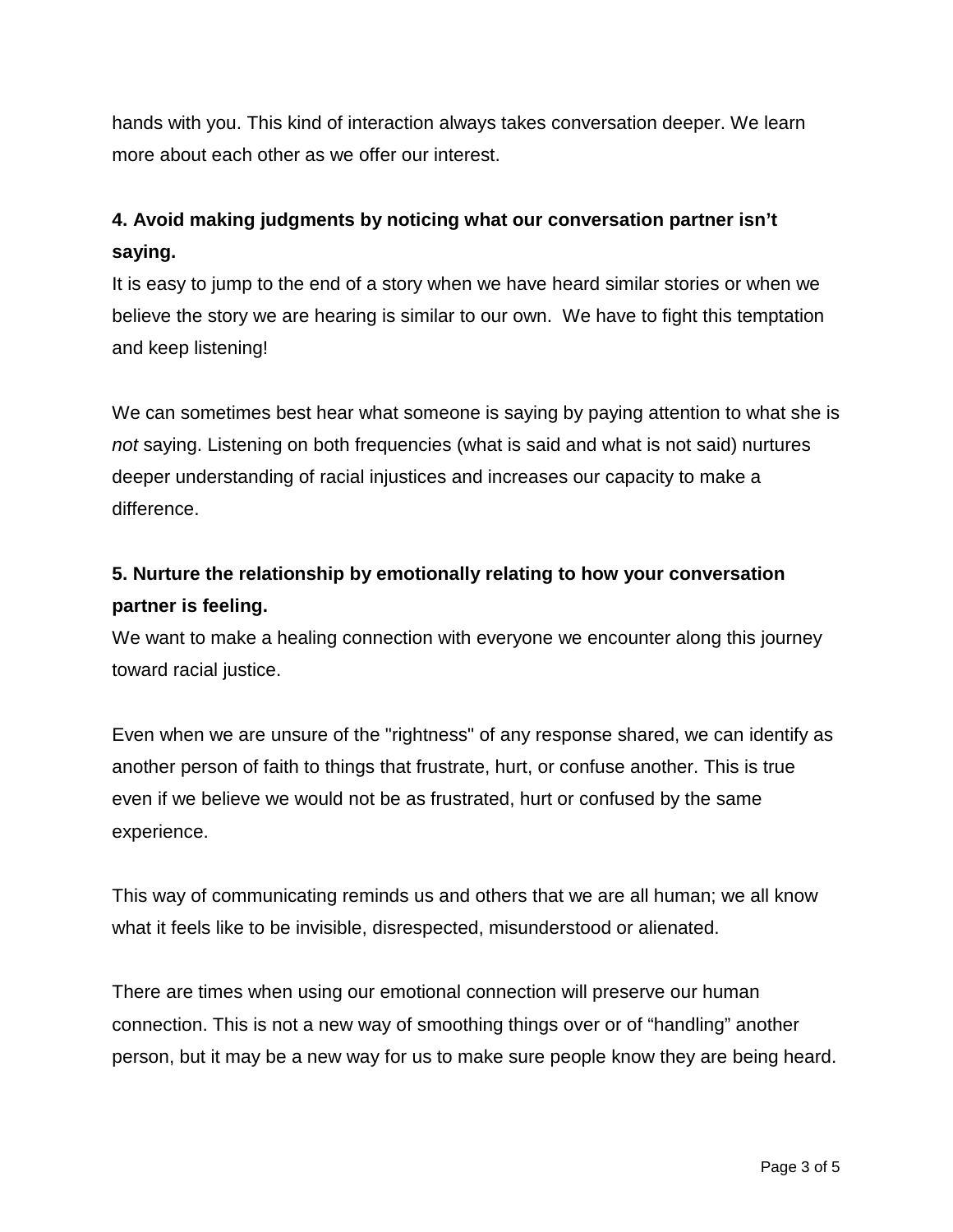hands with you. This kind of interaction always takes conversation deeper. We learn more about each other as we offer our interest.

**4. Avoid making judgments by noticing what our conversation partner isn't saying.**

It is easy to jump to the end of a story when we have heard similar stories or when we believe the story we are hearing is similar to our own. We have to fight this temptation and keep listening!

We can sometimes best hear what someone is saying by paying attention to what she is *not* saying. Listening on both frequencies (what is said and what is not said) nurtures deeper understanding of racial injustices and increases our capacity to make a difference.

**5. Nurture the relationship by emotionally relating to how your conversation partner is feeling.**

We want to make a healing connection with everyone we encounter along this journey toward racial justice.

Even when we are unsure of the "rightness" of any response shared, we can identify as another person of faith to things that frustrate, hurt, or confuse another. This is true even if we believe we would not be as frustrated, hurt or confused by the same experience.

This way of communicating reminds us and others that we are all human; we all know what it feels like to be invisible, disrespected, misunderstood or alienated.

There are times when using our emotional connection will preserve our human connection. This is not a new way of smoothing things over or of "handling" another person, but it may be a new way for us to make sure people know they are being heard.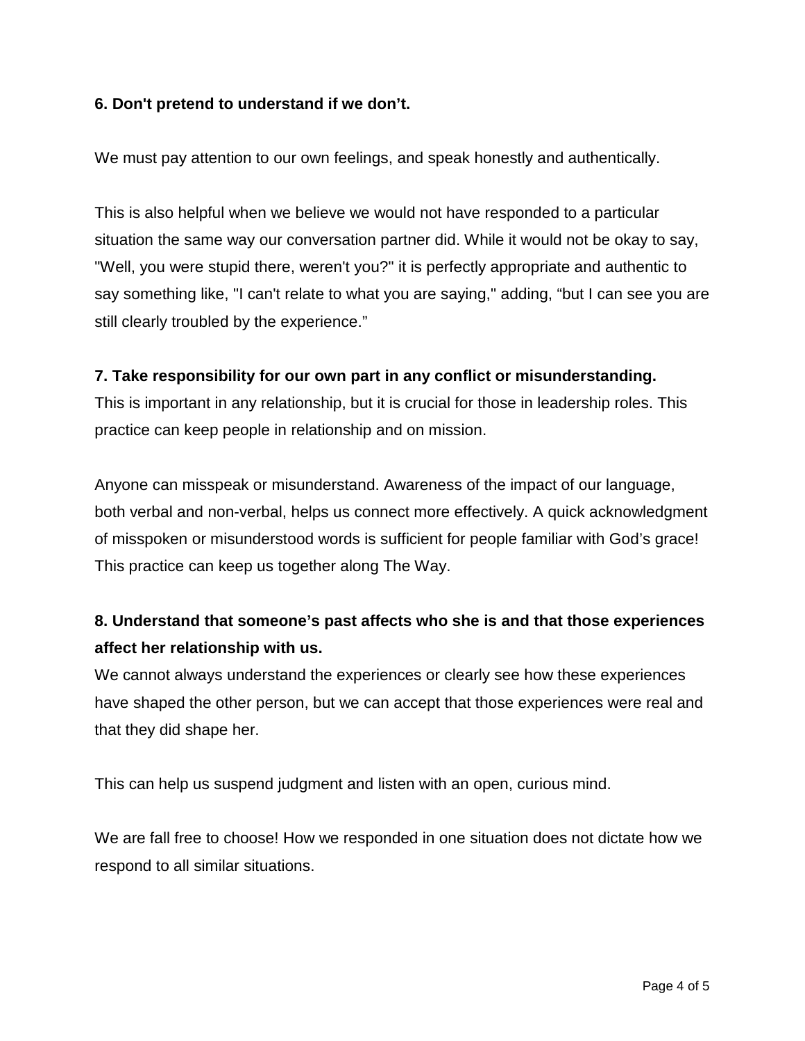**6. Don't pretend to understand if we don’t.**

We must pay attention to our own feelings, and speak honestly and authentically.

This is also helpful when we believe we would not have responded to a particular situation the same way our conversation partner did. While it would not be okay to say, "Well, you were stupid there, weren't you?" it is perfectly appropriate and authentic to say something like, "I can't relate to what you are saying," adding, “but I can see you are still clearly troubled by the experience.”

**7. Take responsibility for our own part in any conflict or misunderstanding.**
This is important in any relationship, but it is crucial for those in leadership roles. This practice can keep people in relationship and on mission.

Anyone can misspeak or misunderstand. Awareness of the impact of our language, both verbal and non-verbal, helps us connect more effectively. A quick acknowledgment of misspoken or misunderstood words is sufficient for people familiar with God’s grace! This practice can keep us together along The Way.

**8. Understand that someone’s past affects who she is and that those experiences affect her relationship with us.**
We cannot always understand the experiences or clearly see how these experiences have shaped the other person, but we can accept that those experiences were real and that they did shape her.

This can help us suspend judgment and listen with an open, curious mind.

We are fall free to choose! How we responded in one situation does not dictate how we respond to all similar situations.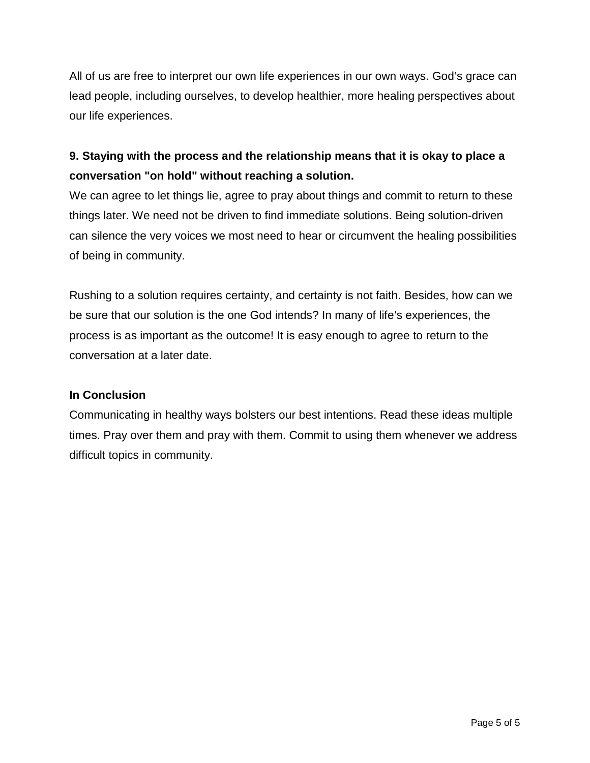All of us are free to interpret our own life experiences in our own ways. God's grace can lead people, including ourselves, to develop healthier, more healing perspectives about our life experiences.

**9. Staying with the process and the relationship means that it is okay to place a conversation "on hold" without reaching a solution.**

We can agree to let things lie, agree to pray about things and commit to return to these things later. We need not be driven to find immediate solutions. Being solution-driven can silence the very voices we most need to hear or circumvent the healing possibilities of being in community.

Rushing to a solution requires certainty, and certainty is not faith. Besides, how can we be sure that our solution is the one God intends? In many of life's experiences, the process is as important as the outcome! It is easy enough to agree to return to the conversation at a later date.

**In Conclusion**

Communicating in healthy ways bolsters our best intentions. Read these ideas multiple times. Pray over them and pray with them. Commit to using them whenever we address difficult topics in community.